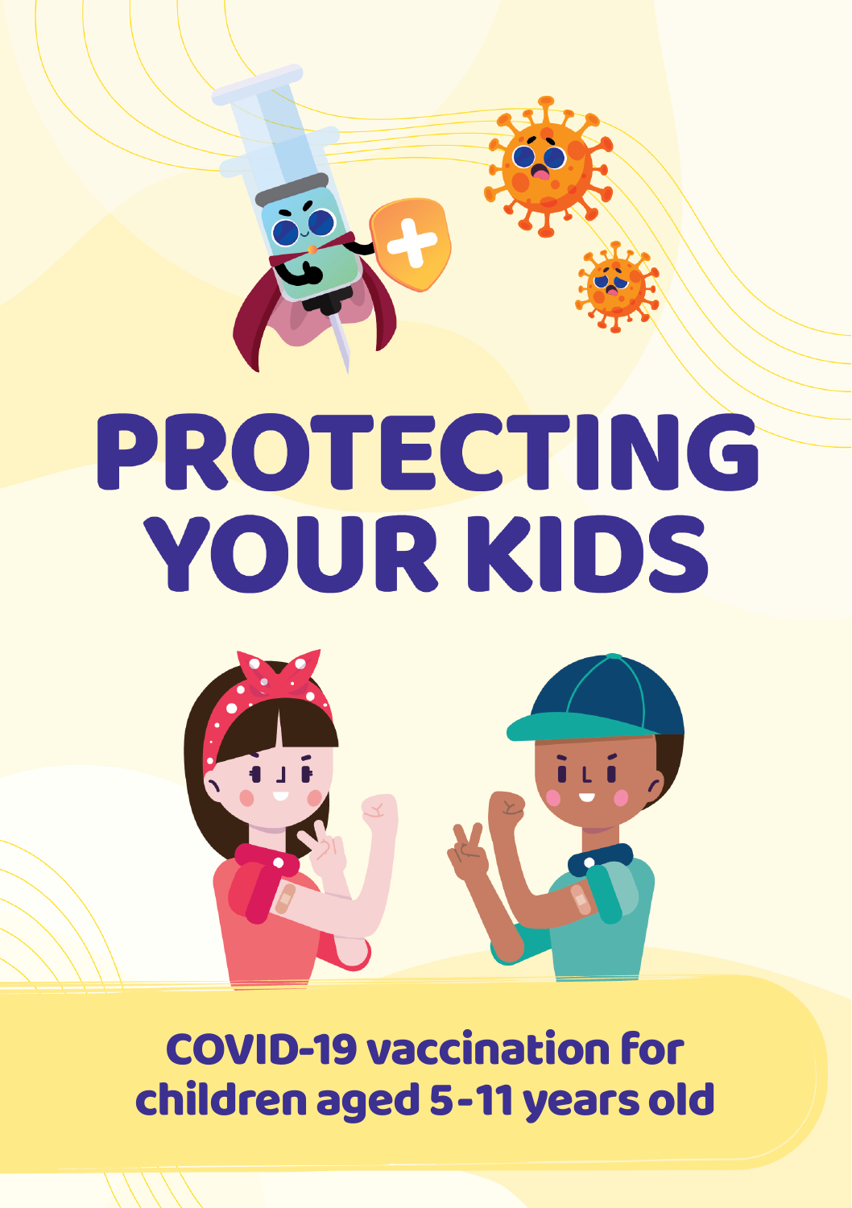# PROTECTING YOUR KIDS

## COVID-19 vaccination for children aged 5-11 years old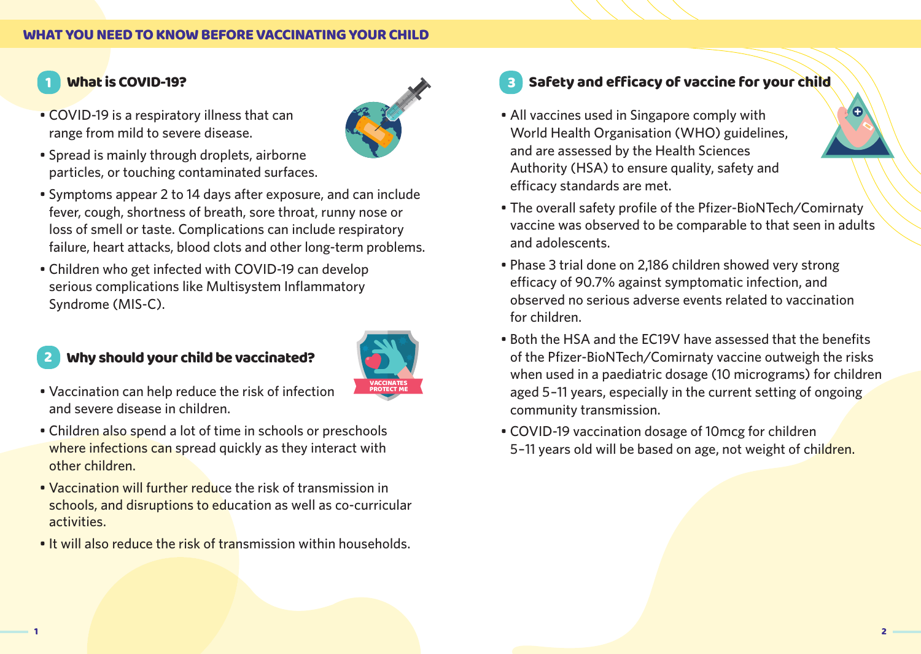# WHAT YOU NEED TO KNOW BEFORE VACCINATING YOUR CHILD

## 1 What is COVID-19?

- COVID-19 is a respiratory illness that can range from mild to severe disease.
- Spread is mainly through droplets, airborne particles, or touching contaminated surfaces.
- Symptoms appear 2 to 14 days after exposure, and can include fever, cough, shortness of breath, sore throat, runny nose or loss of smell or taste. Complications can include respiratory failure, heart attacks, blood clots and other long-term problems.
- Children who get infected with COVID-19 can develop serious complications like Multisystem Inflammatory Syndrome (MIS-C).

## 2 Why should your child be vaccinated?

- Vaccination can help reduce the risk of infection and severe disease in children.
- Children also spend a lot of time in schools or preschools where infections can spread quickly as they interact with other children.
- Vaccination will further reduce the risk of transmission in schools, and disruptions to education as well as co-curricular activities.
- It will also reduce the risk of transmission within households.

## 3 Safety and efficacy of vaccine for your child

- All vaccines used in Singapore comply with World Health Organisation (WHO) guidelines, and are assessed by the Health Sciences Authority (HSA) to ensure quality, safety and efficacy standards are met.
- The overall safety profile of the Pfizer-BioNTech/Comirnaty vaccine was observed to be comparable to that seen in adults and adolescents.
- Phase 3 trial done on 2,186 children showed very strong efficacy of 90.7% against symptomatic infection, and observed no serious adverse events related to vaccination for children.
- Both the HSA and the EC19V have assessed that the benefits of the Pfizer-BioNTech/Comirnaty vaccine outweigh the risks when used in a paediatric dosage (10 micrograms) for children aged 5-11 years, especially in the current setting of ongoing community transmission.
- COVID-19 vaccination dosage of 10mcg for children 5-11 years old will be based on age, not weight of children.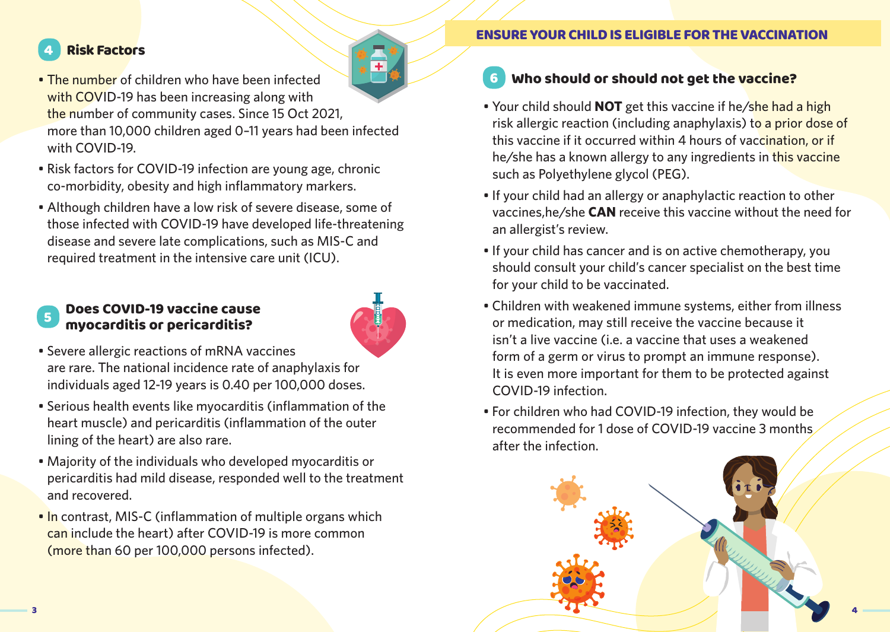## 4 Risk Factors

- The number of children who have been infected with COVID-19 has been increasing along with the number of community cases. Since 15 Oct 2021, more than 10,000 children aged 0–11 years had been infected with COVID-19.
- Risk factors for COVID-19 infection are young age, chronic co-morbidity, obesity and high inflammatory markers.
- Although children have a low risk of severe disease, some of those infected with COVID-19 have developed life-threatening disease and severe late complications, such as MIS-C and required treatment in the intensive care unit (ICU).

## 5 Does COVID-19 vaccine cause myocarditis or pericarditis?

- Severe allergic reactions of mRNA vaccines are rare. The national incidence rate of anaphylaxis for individuals aged 12-19 years is 0.40 per 100,000 doses.
- Serious health events like myocarditis (inflammation of the heart muscle) and pericarditis (inflammation of the outer lining of the heart) are also rare.
- Majority of the individuals who developed myocarditis or pericarditis had mild disease, responded well to the treatment and recovered.
- In contrast, MIS-C (inflammation of multiple organs which can include the heart) after COVID-19 is more common (more than 60 per 100,000 persons infected).

# ENSURE YOUR CHILD IS ELIGIBLE FOR THE VACCINATION

## 6 Who should or should not get the vaccine?

- Your child should **NOT** get this vaccine if he/she had a high risk allergic reaction (including anaphylaxis) to a prior dose of this vaccine if it occurred within 4 hours of vaccination, or if he/she has a known allergy to any ingredients in this vaccine such as Polyethylene glycol (PEG).
- If your child had an allergy or anaphylactic reaction to other vaccines,he/she **CAN** receive this vaccine without the need for an allergist's review.
- If your child has cancer and is on active chemotherapy, you should consult your child's cancer specialist on the best time for your child to be vaccinated.
- Children with weakened immune systems, either from illness or medication, may still receive the vaccine because it isn't a live vaccine (i.e. a vaccine that uses a weakened form of a germ or virus to prompt an immune response). It is even more important for them to be protected against COVID-19 infection.
- For children who had COVID-19 infection, they would be recommended for 1 dose of COVID-19 vaccine 3 months after the infection.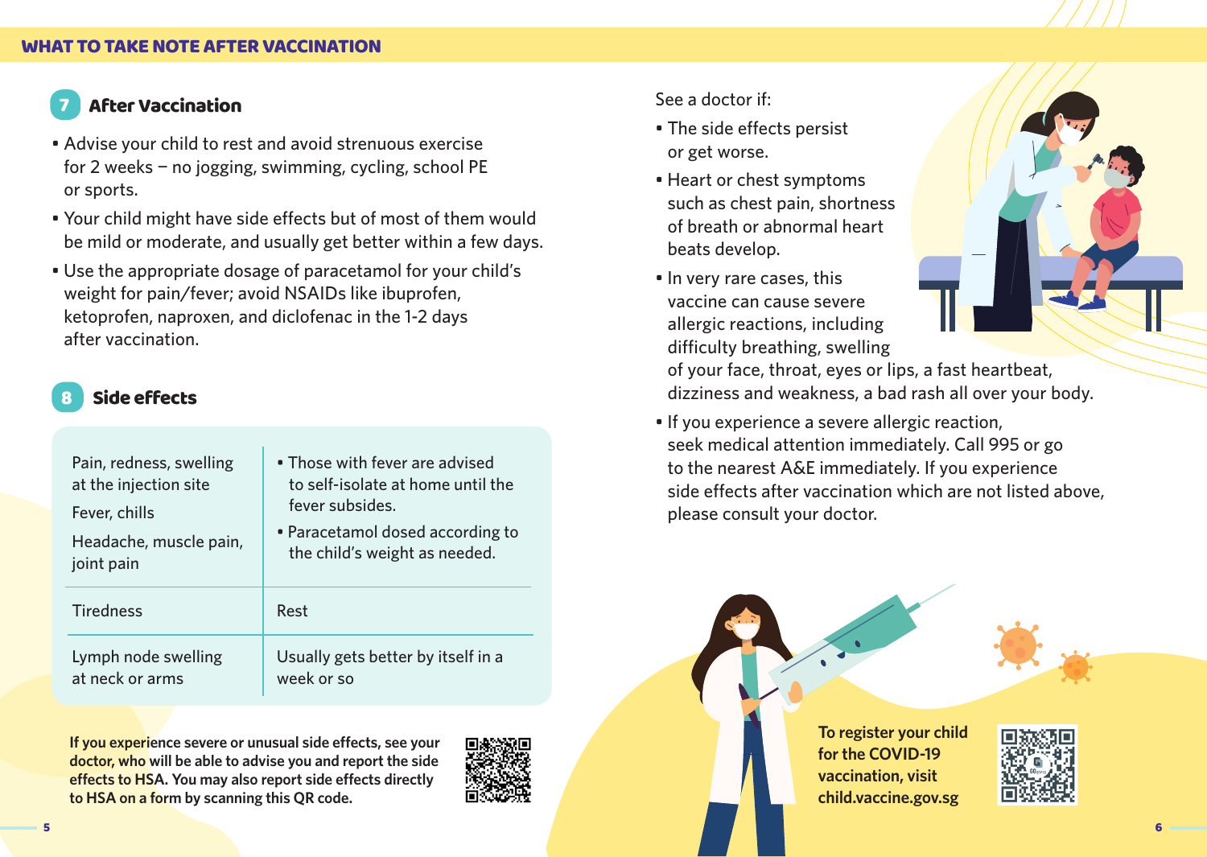# WHAT TO TAKE NOTE AFTER VACCINATION

## 7 After Vaccination

- Advise your child to rest and avoid strenuous exercise for 2 weeks – no jogging, swimming, cycling, school PE or sports.
- Your child might have side effects but of most of them would be mild or moderate, and usually get better within a few days.
- Use the appropriate dosage of paracetamol for your child's weight for pain/fever; avoid NSAIDs like ibuprofen, ketoprofen, naproxen, and diclofenac in the 1-2 days after vaccination.

## 8 Side effects

| | |
|---|---|
| Pain, redness, swelling at the injection site<br>Fever, chills<br>Headache, muscle pain, joint pain | • Those with fever are advised to self-isolate at home until the fever subsides.<br>• Paracetamol dosed according to the child's weight as needed. |
| Tiredness | Rest |
| Lymph node swelling at neck or arms | Usually gets better by itself in a week or so |

**If you experience severe or unusual side effects, see your doctor, who will be able to advise you and report the side effects to HSA. You may also report side effects directly to HSA on a form by scanning this QR code.**

See a doctor if:

- The side effects persist or get worse.
- Heart or chest symptoms such as chest pain, shortness of breath or abnormal heart beats develop.
- In very rare cases, this vaccine can cause severe allergic reactions, including difficulty breathing, swelling of your face, throat, eyes or lips, a fast heartbeat, dizziness and weakness, a bad rash all over your body.
- If you experience a severe allergic reaction, seek medical attention immediately. Call 995 or go to the nearest A&E immediately. If you experience side effects after vaccination which are not listed above, please consult your doctor.

**To register your child for the COVID-19 vaccination, visit child.vaccine.gov.sg**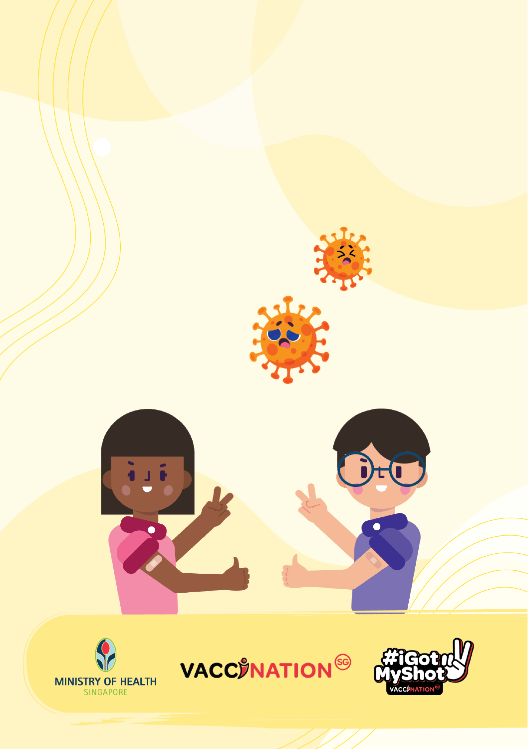MINISTRY OF HEALTH
SINGAPORE

VACCINATION

#iGotMyShot